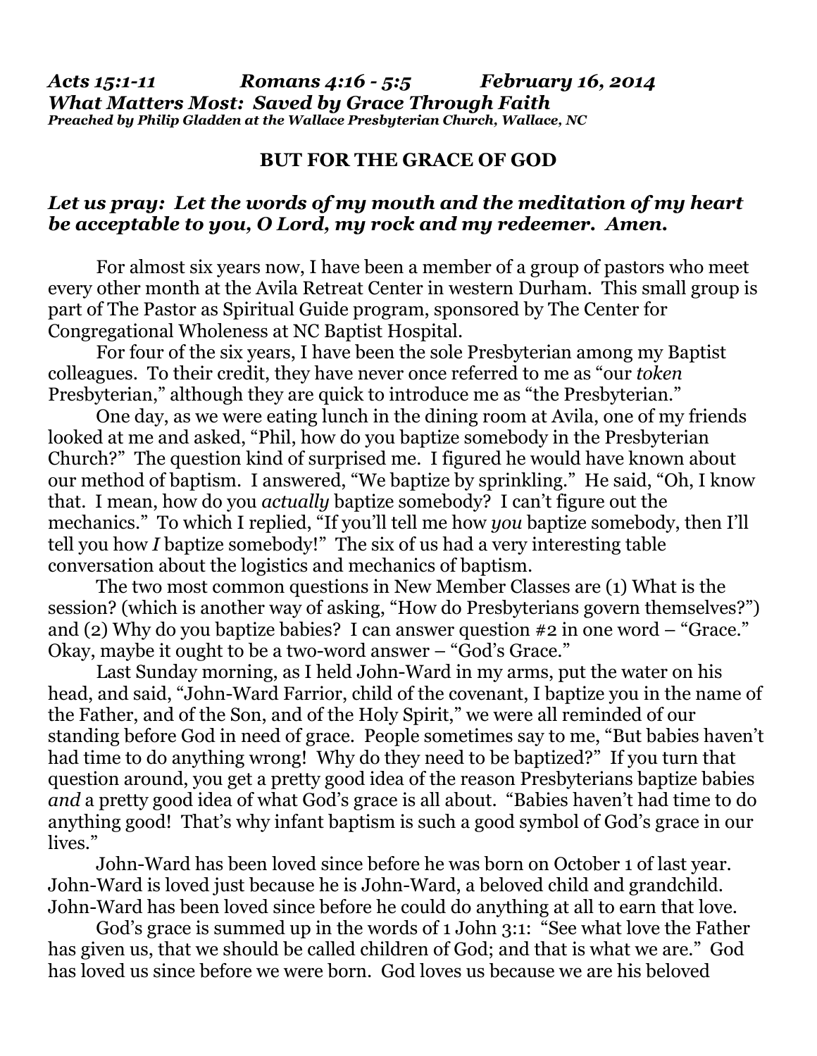***Acts 15:1-11 Romans 4:16 - 5:5 February 16, 2014***
***What Matters Most: Saved by Grace Through Faith***
***Preached by Philip Gladden at the Wallace Presbyterian Church, Wallace, NC***

## BUT FOR THE GRACE OF GOD

***Let us pray: Let the words of my mouth and the meditation of my heart be acceptable to you, O Lord, my rock and my redeemer. Amen.***

For almost six years now, I have been a member of a group of pastors who meet every other month at the Avila Retreat Center in western Durham. This small group is part of The Pastor as Spiritual Guide program, sponsored by The Center for Congregational Wholeness at NC Baptist Hospital.

For four of the six years, I have been the sole Presbyterian among my Baptist colleagues. To their credit, they have never once referred to me as "our *token* Presbyterian," although they are quick to introduce me as "the Presbyterian."

One day, as we were eating lunch in the dining room at Avila, one of my friends looked at me and asked, "Phil, how do you baptize somebody in the Presbyterian Church?" The question kind of surprised me. I figured he would have known about our method of baptism. I answered, "We baptize by sprinkling." He said, "Oh, I know that. I mean, how do you *actually* baptize somebody? I can't figure out the mechanics." To which I replied, "If you'll tell me how *you* baptize somebody, then I'll tell you how *I* baptize somebody!" The six of us had a very interesting table conversation about the logistics and mechanics of baptism.

The two most common questions in New Member Classes are (1) What is the session? (which is another way of asking, "How do Presbyterians govern themselves?") and (2) Why do you baptize babies? I can answer question #2 in one word – "Grace." Okay, maybe it ought to be a two-word answer – "God's Grace."

Last Sunday morning, as I held John-Ward in my arms, put the water on his head, and said, "John-Ward Farrior, child of the covenant, I baptize you in the name of the Father, and of the Son, and of the Holy Spirit," we were all reminded of our standing before God in need of grace. People sometimes say to me, "But babies haven't had time to do anything wrong! Why do they need to be baptized?" If you turn that question around, you get a pretty good idea of the reason Presbyterians baptize babies *and* a pretty good idea of what God's grace is all about. "Babies haven't had time to do anything good! That's why infant baptism is such a good symbol of God's grace in our lives."

John-Ward has been loved since before he was born on October 1 of last year. John-Ward is loved just because he is John-Ward, a beloved child and grandchild. John-Ward has been loved since before he could do anything at all to earn that love.

God's grace is summed up in the words of 1 John 3:1: "See what love the Father has given us, that we should be called children of God; and that is what we are." God has loved us since before we were born. God loves us because we are his beloved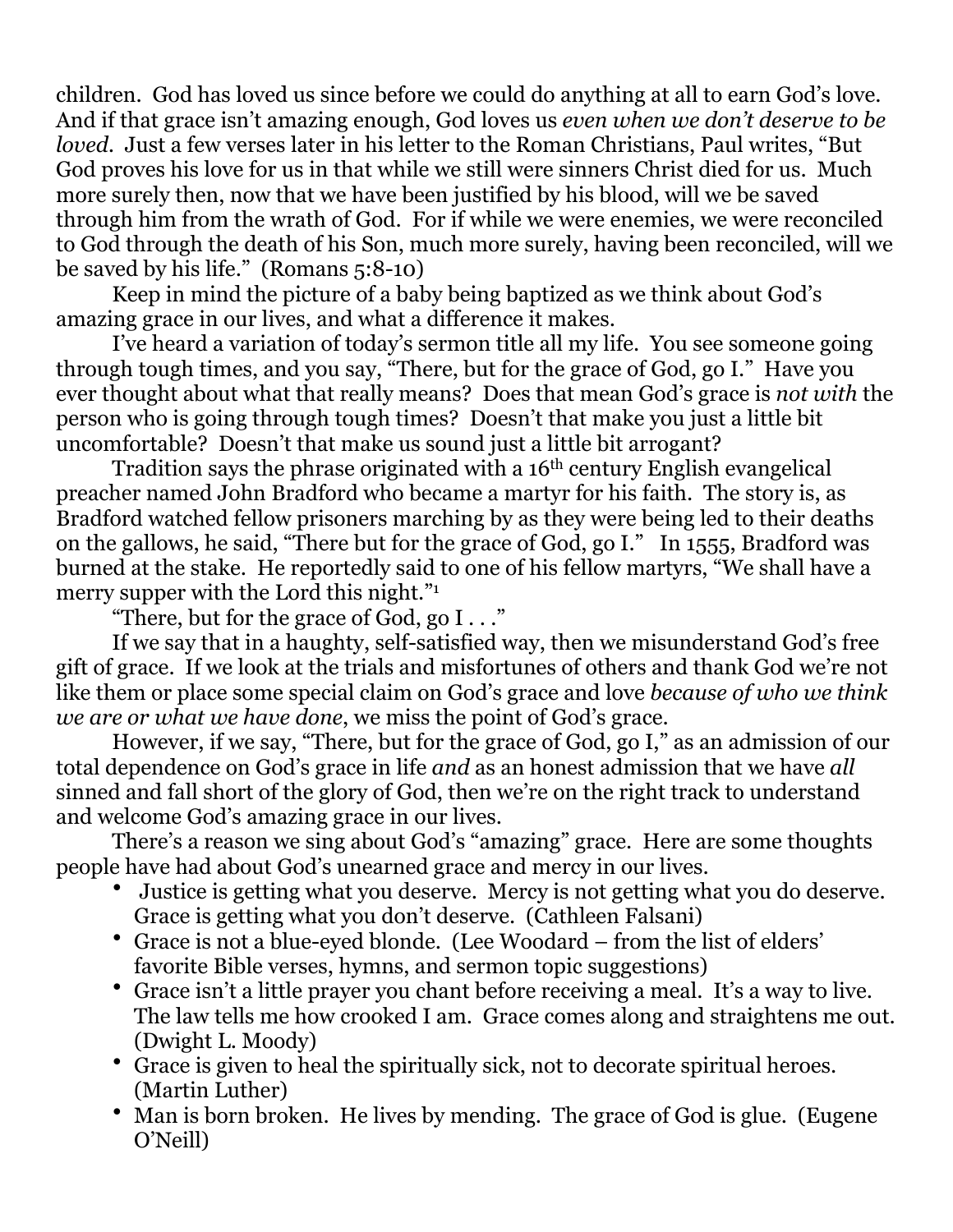children. God has loved us since before we could do anything at all to earn God's love. And if that grace isn't amazing enough, God loves us *even when we don't deserve to be loved.* Just a few verses later in his letter to the Roman Christians, Paul writes, "But God proves his love for us in that while we still were sinners Christ died for us. Much more surely then, now that we have been justified by his blood, will we be saved through him from the wrath of God. For if while we were enemies, we were reconciled to God through the death of his Son, much more surely, having been reconciled, will we be saved by his life." (Romans 5:8-10)

Keep in mind the picture of a baby being baptized as we think about God's amazing grace in our lives, and what a difference it makes.

I've heard a variation of today's sermon title all my life. You see someone going through tough times, and you say, "There, but for the grace of God, go I." Have you ever thought about what that really means? Does that mean God's grace is *not with* the person who is going through tough times? Doesn't that make you just a little bit uncomfortable? Doesn't that make us sound just a little bit arrogant?

Tradition says the phrase originated with a 16th century English evangelical preacher named John Bradford who became a martyr for his faith. The story is, as Bradford watched fellow prisoners marching by as they were being led to their deaths on the gallows, he said, "There but for the grace of God, go I." In 1555, Bradford was burned at the stake. He reportedly said to one of his fellow martyrs, "We shall have a merry supper with the Lord this night."[1]

"There, but for the grace of God, go I . . ."

If we say that in a haughty, self-satisfied way, then we misunderstand God's free gift of grace. If we look at the trials and misfortunes of others and thank God we're not like them or place some special claim on God's grace and love *because of who we think we are or what we have done*, we miss the point of God's grace.

However, if we say, "There, but for the grace of God, go I," as an admission of our total dependence on God's grace in life *and* as an honest admission that we have *all* sinned and fall short of the glory of God, then we're on the right track to understand and welcome God's amazing grace in our lives.

There's a reason we sing about God's "amazing" grace. Here are some thoughts people have had about God's unearned grace and mercy in our lives.

- Justice is getting what you deserve. Mercy is not getting what you do deserve. Grace is getting what you don't deserve. (Cathleen Falsani)
- Grace is not a blue-eyed blonde. (Lee Woodard – from the list of elders' favorite Bible verses, hymns, and sermon topic suggestions)
- Grace isn't a little prayer you chant before receiving a meal. It's a way to live. The law tells me how crooked I am. Grace comes along and straightens me out. (Dwight L. Moody)
- Grace is given to heal the spiritually sick, not to decorate spiritual heroes. (Martin Luther)
- Man is born broken. He lives by mending. The grace of God is glue. (Eugene O'Neill)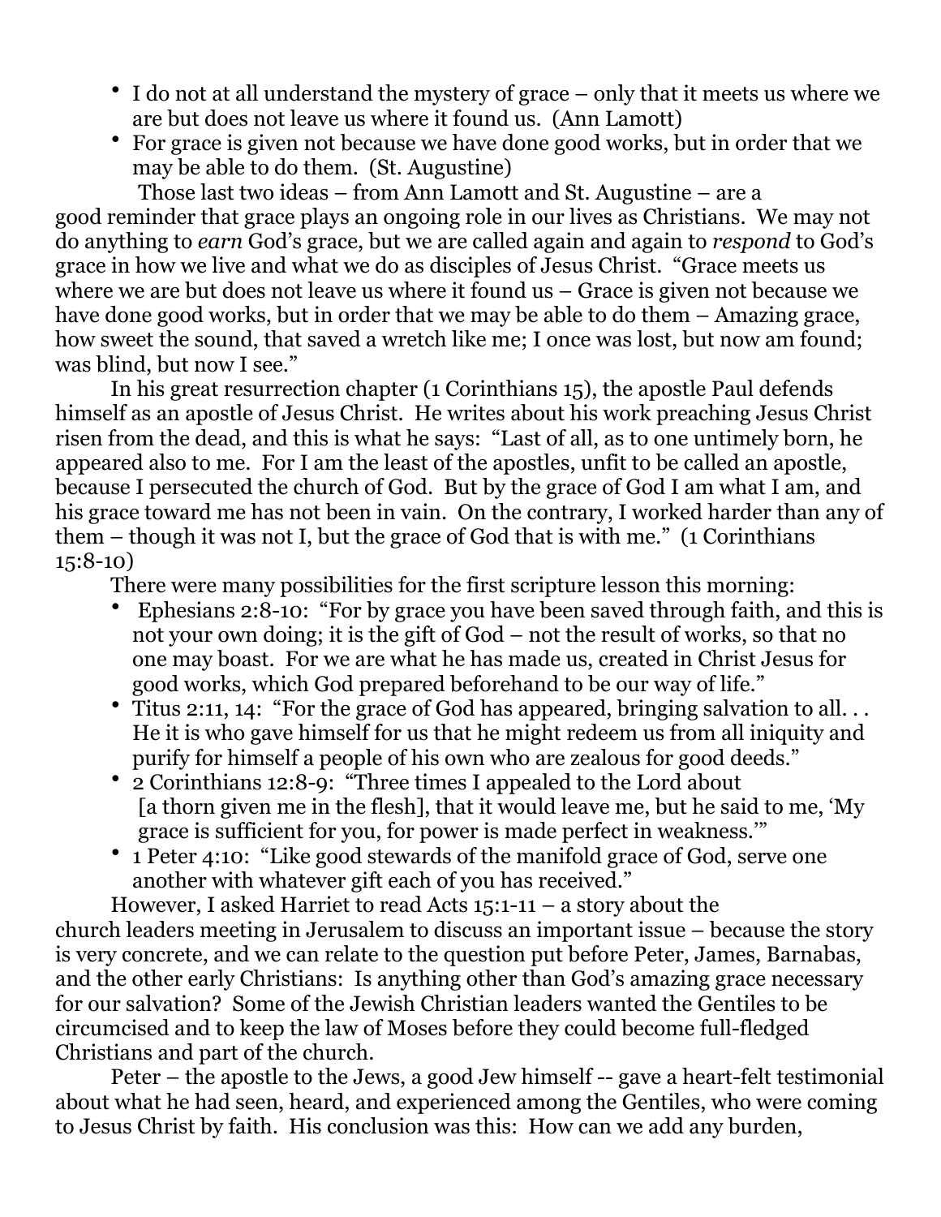- I do not at all understand the mystery of grace – only that it meets us where we are but does not leave us where it found us.  (Ann Lamott)
- For grace is given not because we have done good works, but in order that we may be able to do them.  (St. Augustine)

Those last two ideas – from Ann Lamott and St. Augustine – are a good reminder that grace plays an ongoing role in our lives as Christians.  We may not do anything to *earn* God's grace, but we are called again and again to *respond* to God's grace in how we live and what we do as disciples of Jesus Christ.  "Grace meets us where we are but does not leave us where it found us – Grace is given not because we have done good works, but in order that we may be able to do them – Amazing grace, how sweet the sound, that saved a wretch like me; I once was lost, but now am found; was blind, but now I see."

In his great resurrection chapter (1 Corinthians 15), the apostle Paul defends himself as an apostle of Jesus Christ.  He writes about his work preaching Jesus Christ risen from the dead, and this is what he says:  "Last of all, as to one untimely born, he appeared also to me.  For I am the least of the apostles, unfit to be called an apostle, because I persecuted the church of God.  But by the grace of God I am what I am, and his grace toward me has not been in vain.  On the contrary, I worked harder than any of them – though it was not I, but the grace of God that is with me."  (1 Corinthians 15:8-10)

There were many possibilities for the first scripture lesson this morning:

- Ephesians 2:8-10:  "For by grace you have been saved through faith, and this is not your own doing; it is the gift of God – not the result of works, so that no one may boast.  For we are what he has made us, created in Christ Jesus for good works, which God prepared beforehand to be our way of life."
- Titus 2:11, 14:  "For the grace of God has appeared, bringing salvation to all. . . He it is who gave himself for us that he might redeem us from all iniquity and purify for himself a people of his own who are zealous for good deeds."
- 2 Corinthians 12:8-9:  "Three times I appealed to the Lord about [a thorn given me in the flesh], that it would leave me, but he said to me, 'My grace is sufficient for you, for power is made perfect in weakness.'"
- 1 Peter 4:10:  "Like good stewards of the manifold grace of God, serve one another with whatever gift each of you has received."

However, I asked Harriet to read Acts 15:1-11 – a story about the church leaders meeting in Jerusalem to discuss an important issue – because the story is very concrete, and we can relate to the question put before Peter, James, Barnabas, and the other early Christians:  Is anything other than God's amazing grace necessary for our salvation?  Some of the Jewish Christian leaders wanted the Gentiles to be circumcised and to keep the law of Moses before they could become full-fledged Christians and part of the church.

Peter – the apostle to the Jews, a good Jew himself -- gave a heart-felt testimonial about what he had seen, heard, and experienced among the Gentiles, who were coming to Jesus Christ by faith.  His conclusion was this:  How can we add any burden,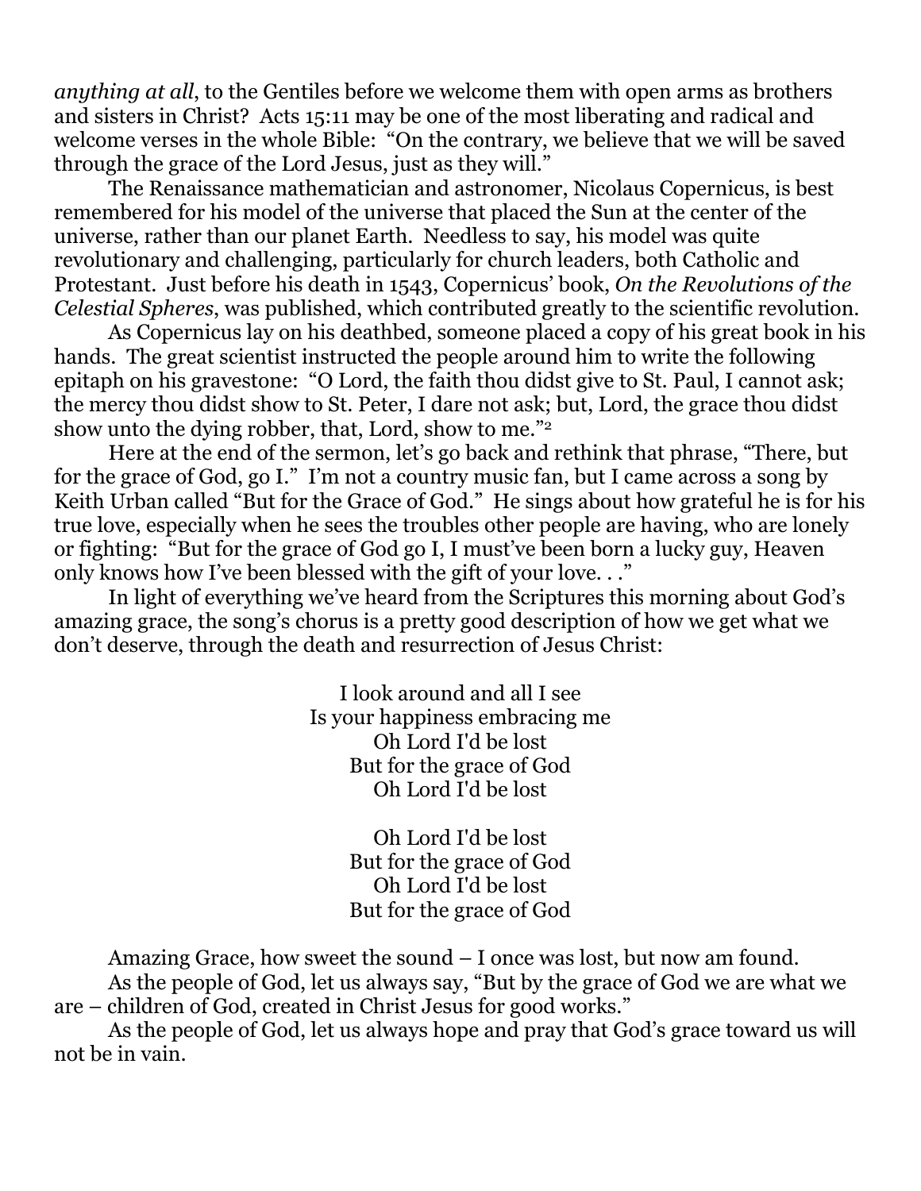*anything at all*, to the Gentiles before we welcome them with open arms as brothers and sisters in Christ? Acts 15:11 may be one of the most liberating and radical and welcome verses in the whole Bible: "On the contrary, we believe that we will be saved through the grace of the Lord Jesus, just as they will."

The Renaissance mathematician and astronomer, Nicolaus Copernicus, is best remembered for his model of the universe that placed the Sun at the center of the universe, rather than our planet Earth. Needless to say, his model was quite revolutionary and challenging, particularly for church leaders, both Catholic and Protestant. Just before his death in 1543, Copernicus' book, *On the Revolutions of the Celestial Spheres*, was published, which contributed greatly to the scientific revolution.

As Copernicus lay on his deathbed, someone placed a copy of his great book in his hands. The great scientist instructed the people around him to write the following epitaph on his gravestone: "O Lord, the faith thou didst give to St. Paul, I cannot ask; the mercy thou didst show to St. Peter, I dare not ask; but, Lord, the grace thou didst show unto the dying robber, that, Lord, show to me."[2]

Here at the end of the sermon, let's go back and rethink that phrase, "There, but for the grace of God, go I." I'm not a country music fan, but I came across a song by Keith Urban called "But for the Grace of God." He sings about how grateful he is for his true love, especially when he sees the troubles other people are having, who are lonely or fighting: "But for the grace of God go I, I must've been born a lucky guy, Heaven only knows how I've been blessed with the gift of your love. . ."

In light of everything we've heard from the Scriptures this morning about God's amazing grace, the song's chorus is a pretty good description of how we get what we don't deserve, through the death and resurrection of Jesus Christ:

I look around and all I see
Is your happiness embracing me
Oh Lord I'd be lost
But for the grace of God
Oh Lord I'd be lost

Oh Lord I'd be lost
But for the grace of God
Oh Lord I'd be lost
But for the grace of God

Amazing Grace, how sweet the sound – I once was lost, but now am found.

As the people of God, let us always say, "But by the grace of God we are what we are – children of God, created in Christ Jesus for good works."

As the people of God, let us always hope and pray that God's grace toward us will not be in vain.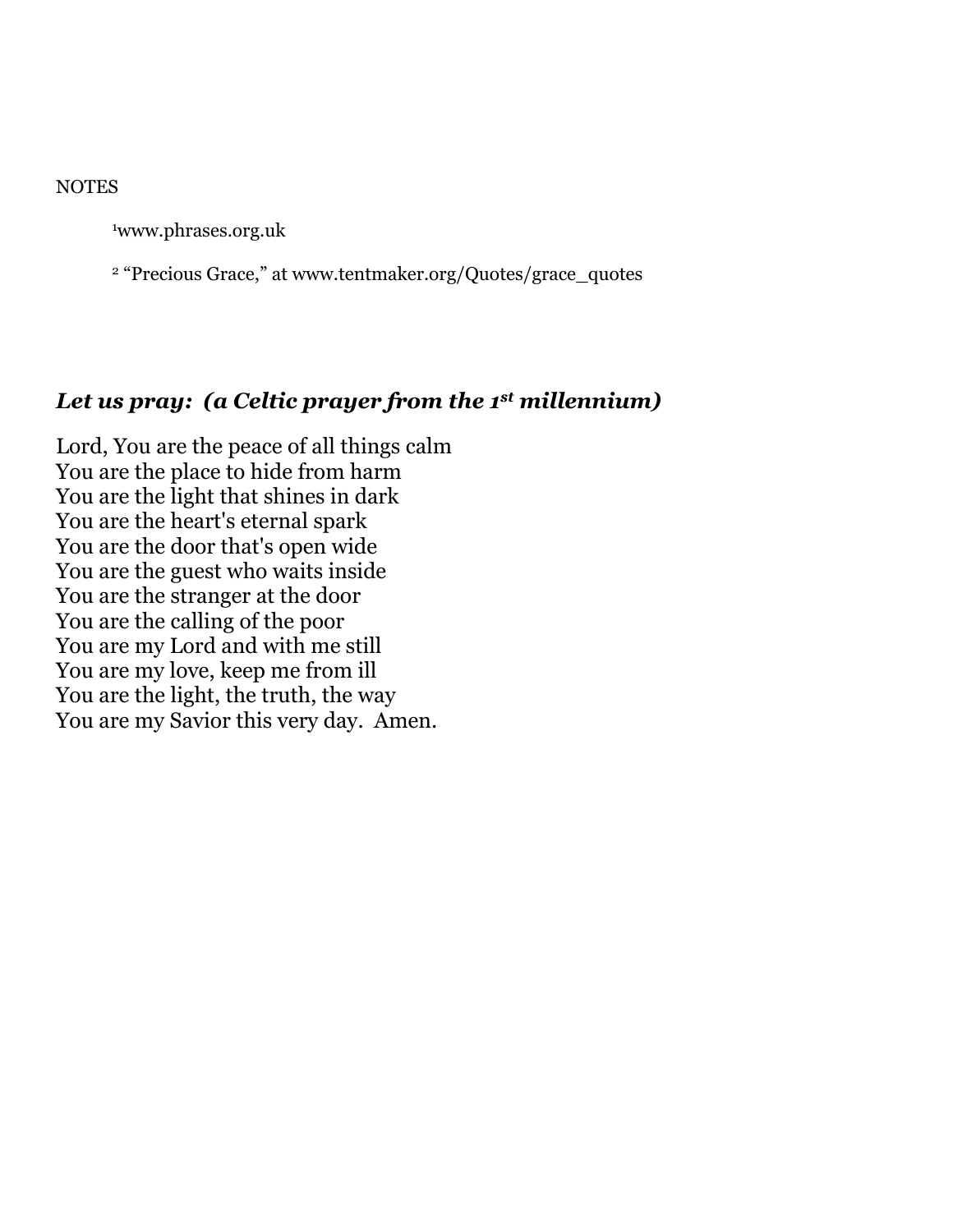NOTES

[1]www.phrases.org.uk

[2] "Precious Grace," at www.tentmaker.org/Quotes/grace_quotes

***Let us pray: (a Celtic prayer from the 1st millennium)***

Lord, You are the peace of all things calm
You are the place to hide from harm
You are the light that shines in dark
You are the heart's eternal spark
You are the door that's open wide
You are the guest who waits inside
You are the stranger at the door
You are the calling of the poor
You are my Lord and with me still
You are my love, keep me from ill
You are the light, the truth, the way
You are my Savior this very day. Amen.